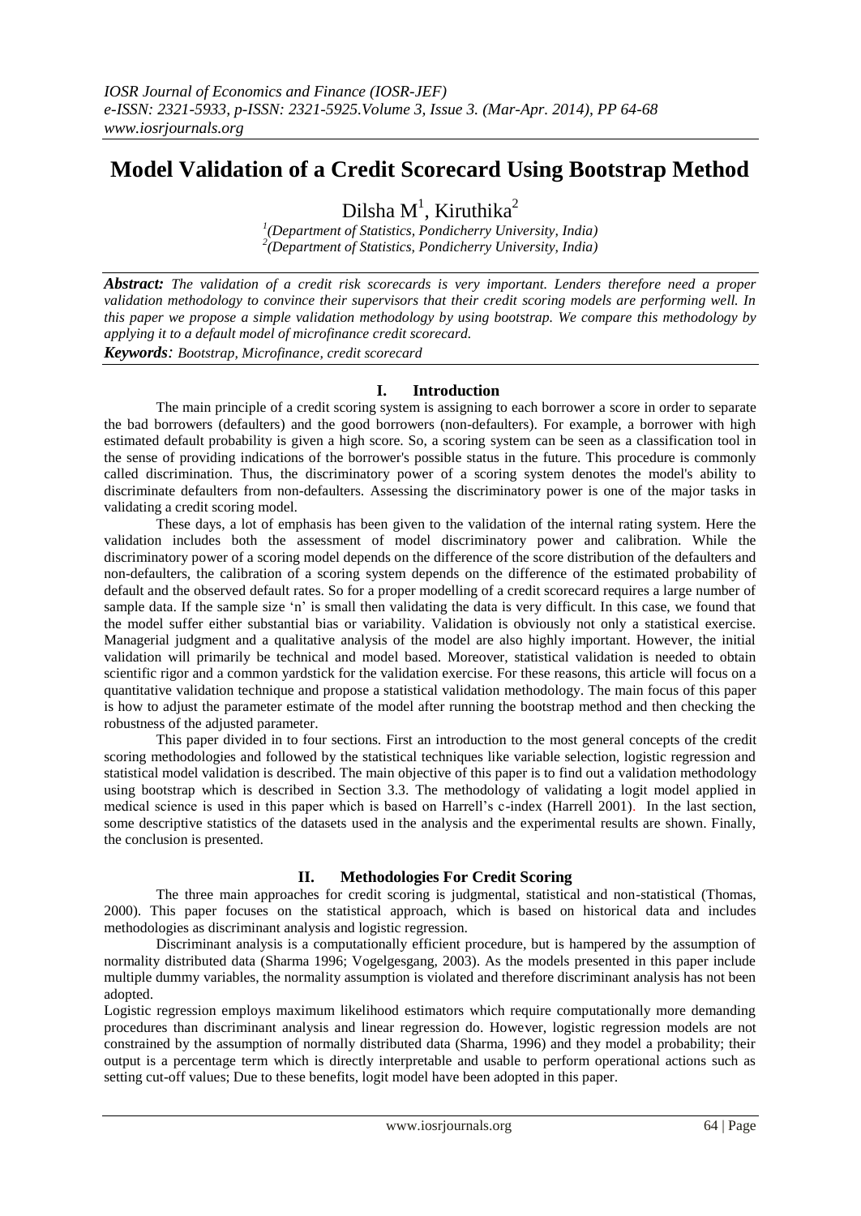# Model Validation of a Credit Scorecard Using Bootstrap Method

Dilsha M[1], Kiruthika[2]

[1](Department of Statistics, Pondicherry University, India)
[2](Department of Statistics, Pondicherry University, India)

***Abstract:*** *The validation of a credit risk scorecards is very important. Lenders therefore need a proper validation methodology to convince their supervisors that their credit scoring models are performing well. In this paper we propose a simple validation methodology by using bootstrap. We compare this methodology by applying it to a default model of microfinance credit scorecard.*

***Keywords****: Bootstrap, Microfinance, credit scorecard*

## I. Introduction

The main principle of a credit scoring system is assigning to each borrower a score in order to separate the bad borrowers (defaulters) and the good borrowers (non-defaulters). For example, a borrower with high estimated default probability is given a high score. So, a scoring system can be seen as a classification tool in the sense of providing indications of the borrower's possible status in the future. This procedure is commonly called discrimination. Thus, the discriminatory power of a scoring system denotes the model's ability to discriminate defaulters from non-defaulters. Assessing the discriminatory power is one of the major tasks in validating a credit scoring model.

These days, a lot of emphasis has been given to the validation of the internal rating system. Here the validation includes both the assessment of model discriminatory power and calibration. While the discriminatory power of a scoring model depends on the difference of the score distribution of the defaulters and non-defaulters, the calibration of a scoring system depends on the difference of the estimated probability of default and the observed default rates. So for a proper modelling of a credit scorecard requires a large number of sample data. If the sample size 'n' is small then validating the data is very difficult. In this case, we found that the model suffer either substantial bias or variability. Validation is obviously not only a statistical exercise. Managerial judgment and a qualitative analysis of the model are also highly important. However, the initial validation will primarily be technical and model based. Moreover, statistical validation is needed to obtain scientific rigor and a common yardstick for the validation exercise. For these reasons, this article will focus on a quantitative validation technique and propose a statistical validation methodology. The main focus of this paper is how to adjust the parameter estimate of the model after running the bootstrap method and then checking the robustness of the adjusted parameter.

This paper divided in to four sections. First an introduction to the most general concepts of the credit scoring methodologies and followed by the statistical techniques like variable selection, logistic regression and statistical model validation is described. The main objective of this paper is to find out a validation methodology using bootstrap which is described in Section 3.3. The methodology of validating a logit model applied in medical science is used in this paper which is based on Harrell's c-index (Harrell 2001). In the last section, some descriptive statistics of the datasets used in the analysis and the experimental results are shown. Finally, the conclusion is presented.

## II. Methodologies For Credit Scoring

The three main approaches for credit scoring is judgmental, statistical and non-statistical (Thomas, 2000). This paper focuses on the statistical approach, which is based on historical data and includes methodologies as discriminant analysis and logistic regression.

Discriminant analysis is a computationally efficient procedure, but is hampered by the assumption of normality distributed data (Sharma 1996; Vogelgesgang, 2003). As the models presented in this paper include multiple dummy variables, the normality assumption is violated and therefore discriminant analysis has not been adopted.

Logistic regression employs maximum likelihood estimators which require computationally more demanding procedures than discriminant analysis and linear regression do. However, logistic regression models are not constrained by the assumption of normally distributed data (Sharma, 1996) and they model a probability; their output is a percentage term which is directly interpretable and usable to perform operational actions such as setting cut-off values; Due to these benefits, logit model have been adopted in this paper.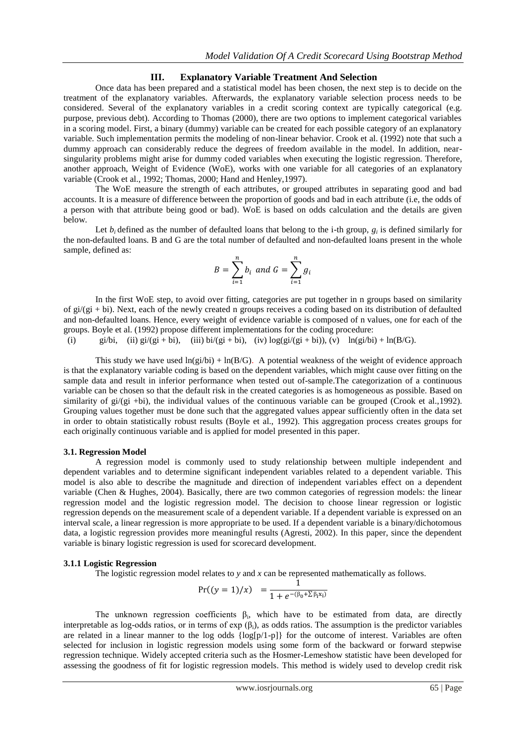## III. Explanatory Variable Treatment And Selection

Once data has been prepared and a statistical model has been chosen, the next step is to decide on the treatment of the explanatory variables. Afterwards, the explanatory variable selection process needs to be considered. Several of the explanatory variables in a credit scoring context are typically categorical (e.g. purpose, previous debt). According to Thomas (2000), there are two options to implement categorical variables in a scoring model. First, a binary (dummy) variable can be created for each possible category of an explanatory variable. Such implementation permits the modeling of non-linear behavior. Crook et al. (1992) note that such a dummy approach can considerably reduce the degrees of freedom available in the model. In addition, near-singularity problems might arise for dummy coded variables when executing the logistic regression. Therefore, another approach, Weight of Evidence (WoE), works with one variable for all categories of an explanatory variable (Crook et al., 1992; Thomas, 2000; Hand and Henley,1997).

The WoE measure the strength of each attributes, or grouped attributes in separating good and bad accounts. It is a measure of difference between the proportion of goods and bad in each attribute (i.e, the odds of a person with that attribute being good or bad). WoE is based on odds calculation and the details are given below.

Let $b_i$ defined as the number of defaulted loans that belong to the i-th group, $g_i$ is defined similarly for the non-defaulted loans. B and G are the total number of defaulted and non-defaulted loans present in the whole sample, defined as:

$$B = \sum_{i=1}^{n} b_i \text{ and } G = \sum_{i=1}^{n} g_i$$

In the first WoE step, to avoid over fitting, categories are put together in n groups based on similarity of $g_i/(g_i + b_i)$. Next, each of the newly created n groups receives a coding based on its distribution of defaulted and non-defaulted loans. Hence, every weight of evidence variable is composed of n values, one for each of the groups. Boyle et al. (1992) propose different implementations for the coding procedure:

(i) $g_i/b_i$, (ii) $g_i/(g_i + b_i)$, (iii) $b_i/(g_i + b_i)$, (iv) $\log(g_i/(g_i + b_i))$, (v) $\ln(g_i/b_i) + \ln(B/G)$.

This study we have used $\ln(g_i/b_i) + \ln(B/G)$. A potential weakness of the weight of evidence approach is that the explanatory variable coding is based on the dependent variables, which might cause over fitting on the sample data and result in inferior performance when tested out of-sample.The categorization of a continuous variable can be chosen so that the default risk in the created categories is as homogeneous as possible. Based on similarity of $g_i/(g_i + b_i)$, the individual values of the continuous variable can be grouped (Crook et al.,1992). Grouping values together must be done such that the aggregated values appear sufficiently often in the data set in order to obtain statistically robust results (Boyle et al., 1992). This aggregation process creates groups for each originally continuous variable and is applied for model presented in this paper.

### 3.1. Regression Model

A regression model is commonly used to study relationship between multiple independent and dependent variables and to determine significant independent variables related to a dependent variable. This model is also able to describe the magnitude and direction of independent variables effect on a dependent variable (Chen & Hughes, 2004). Basically, there are two common categories of regression models: the linear regression model and the logistic regression model. The decision to choose linear regression or logistic regression depends on the measurement scale of a dependent variable. If a dependent variable is expressed on an interval scale, a linear regression is more appropriate to be used. If a dependent variable is a binary/dichotomous data, a logistic regression provides more meaningful results (Agresti, 2002). In this paper, since the dependent variable is binary logistic regression is used for scorecard development.

#### 3.1.1 Logistic Regression

The logistic regression model relates to *y* and *x* can be represented mathematically as follows.

$$\Pr((y = 1)/x) = \frac{1}{1 + e^{-(\beta_0 + \sum \beta_i x_i)}}$$

The unknown regression coefficients $\beta_i$, which have to be estimated from data, are directly interpretable as log-odds ratios, or in terms of $\exp(\beta_i)$, as odds ratios. The assumption is the predictor variables are related in a linear manner to the log odds $\{\log[p/1-p]\}$ for the outcome of interest. Variables are often selected for inclusion in logistic regression models using some form of the backward or forward stepwise regression technique. Widely accepted criteria such as the Hosmer-Lemeshow statistic have been developed for assessing the goodness of fit for logistic regression models. This method is widely used to develop credit risk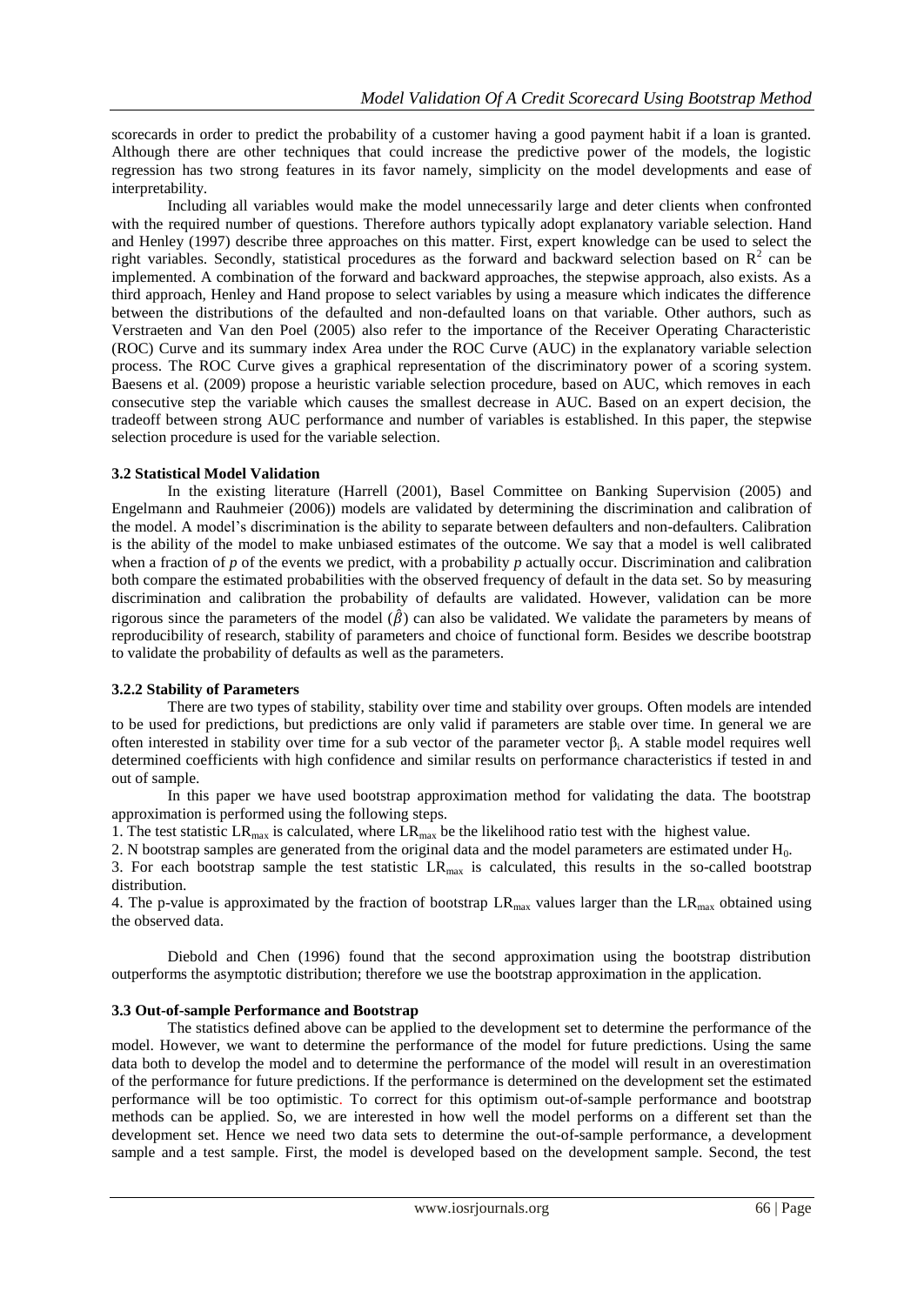scorecards in order to predict the probability of a customer having a good payment habit if a loan is granted. Although there are other techniques that could increase the predictive power of the models, the logistic regression has two strong features in its favor namely, simplicity on the model developments and ease of interpretability.

Including all variables would make the model unnecessarily large and deter clients when confronted with the required number of questions. Therefore authors typically adopt explanatory variable selection. Hand and Henley (1997) describe three approaches on this matter. First, expert knowledge can be used to select the right variables. Secondly, statistical procedures as the forward and backward selection based on $R^2$ can be implemented. A combination of the forward and backward approaches, the stepwise approach, also exists. As a third approach, Henley and Hand propose to select variables by using a measure which indicates the difference between the distributions of the defaulted and non-defaulted loans on that variable. Other authors, such as Verstraeten and Van den Poel (2005) also refer to the importance of the Receiver Operating Characteristic (ROC) Curve and its summary index Area under the ROC Curve (AUC) in the explanatory variable selection process. The ROC Curve gives a graphical representation of the discriminatory power of a scoring system. Baesens et al. (2009) propose a heuristic variable selection procedure, based on AUC, which removes in each consecutive step the variable which causes the smallest decrease in AUC. Based on an expert decision, the tradeoff between strong AUC performance and number of variables is established. In this paper, the stepwise selection procedure is used for the variable selection.

### 3.2 Statistical Model Validation

In the existing literature (Harrell (2001), Basel Committee on Banking Supervision (2005) and Engelmann and Rauhmeier (2006)) models are validated by determining the discrimination and calibration of the model. A model's discrimination is the ability to separate between defaulters and non-defaulters. Calibration is the ability of the model to make unbiased estimates of the outcome. We say that a model is well calibrated when a fraction of *p* of the events we predict, with a probability *p* actually occur. Discrimination and calibration both compare the estimated probabilities with the observed frequency of default in the data set. So by measuring discrimination and calibration the probability of defaults are validated. However, validation can be more rigorous since the parameters of the model ($\hat{\beta}$) can also be validated. We validate the parameters by means of reproducibility of research, stability of parameters and choice of functional form. Besides we describe bootstrap to validate the probability of defaults as well as the parameters.

### 3.2.2 Stability of Parameters

There are two types of stability, stability over time and stability over groups. Often models are intended to be used for predictions, but predictions are only valid if parameters are stable over time. In general we are often interested in stability over time for a sub vector of the parameter vector $\beta_i$. A stable model requires well determined coefficients with high confidence and similar results on performance characteristics if tested in and out of sample.

In this paper we have used bootstrap approximation method for validating the data. The bootstrap approximation is performed using the following steps.

1. The test statistic $LR_{max}$ is calculated, where $LR_{max}$ be the likelihood ratio test with the highest value.
2. N bootstrap samples are generated from the original data and the model parameters are estimated under $H_0$.
3. For each bootstrap sample the test statistic $LR_{max}$ is calculated, this results in the so-called bootstrap distribution.
4. The p-value is approximated by the fraction of bootstrap $LR_{max}$ values larger than the $LR_{max}$ obtained using the observed data.

Diebold and Chen (1996) found that the second approximation using the bootstrap distribution outperforms the asymptotic distribution; therefore we use the bootstrap approximation in the application.

### 3.3 Out-of-sample Performance and Bootstrap

The statistics defined above can be applied to the development set to determine the performance of the model. However, we want to determine the performance of the model for future predictions. Using the same data both to develop the model and to determine the performance of the model will result in an overestimation of the performance for future predictions. If the performance is determined on the development set the estimated performance will be too optimistic. To correct for this optimism out-of-sample performance and bootstrap methods can be applied. So, we are interested in how well the model performs on a different set than the development set. Hence we need two data sets to determine the out-of-sample performance, a development sample and a test sample. First, the model is developed based on the development sample. Second, the test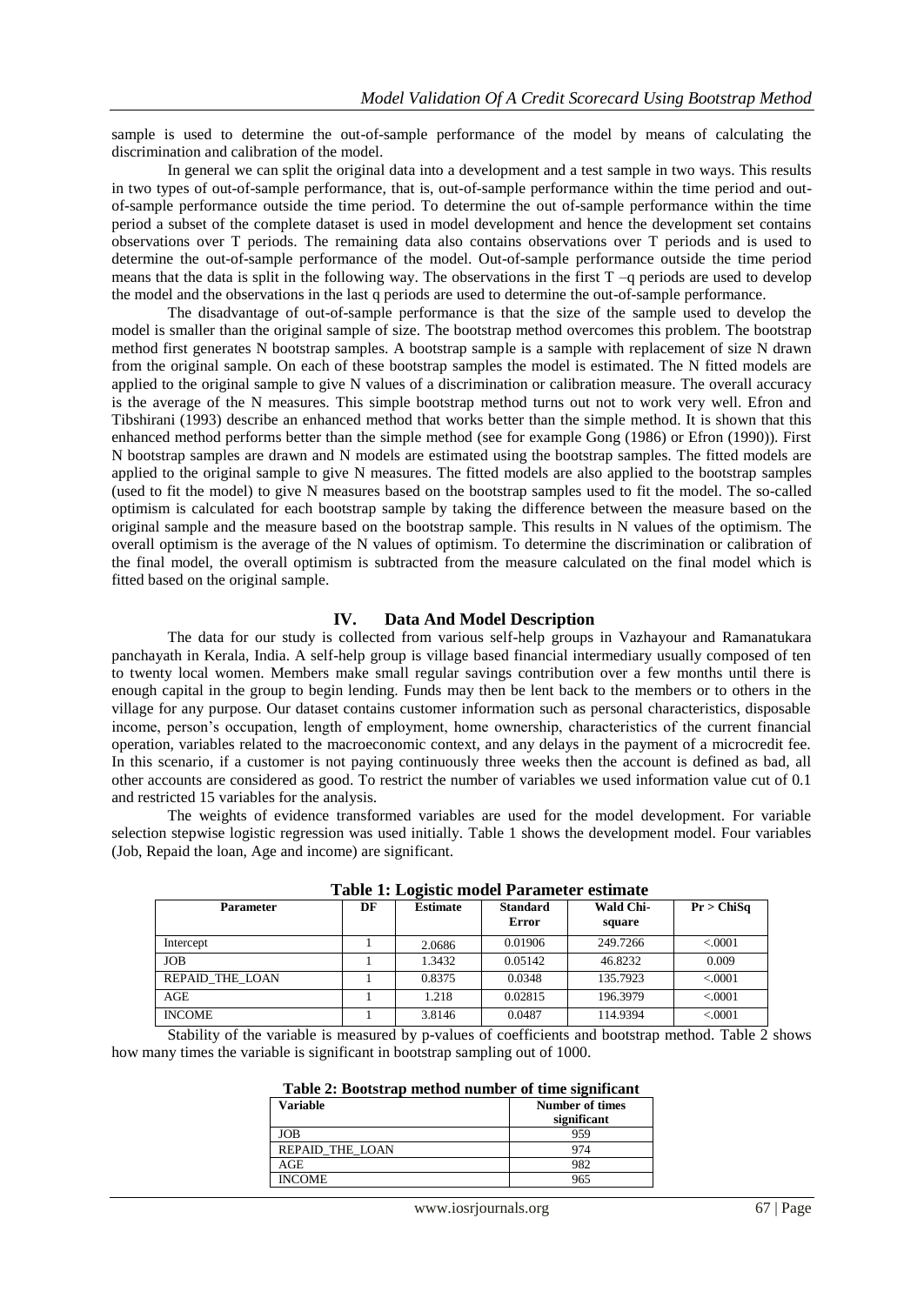sample is used to determine the out-of-sample performance of the model by means of calculating the discrimination and calibration of the model.

In general we can split the original data into a development and a test sample in two ways. This results in two types of out-of-sample performance, that is, out-of-sample performance within the time period and out-of-sample performance outside the time period. To determine the out of-sample performance within the time period a subset of the complete dataset is used in model development and hence the development set contains observations over T periods. The remaining data also contains observations over T periods and is used to determine the out-of-sample performance of the model. Out-of-sample performance outside the time period means that the data is split in the following way. The observations in the first T –q periods are used to develop the model and the observations in the last q periods are used to determine the out-of-sample performance.

The disadvantage of out-of-sample performance is that the size of the sample used to develop the model is smaller than the original sample of size. The bootstrap method overcomes this problem. The bootstrap method first generates N bootstrap samples. A bootstrap sample is a sample with replacement of size N drawn from the original sample. On each of these bootstrap samples the model is estimated. The N fitted models are applied to the original sample to give N values of a discrimination or calibration measure. The overall accuracy is the average of the N measures. This simple bootstrap method turns out not to work very well. Efron and Tibshirani (1993) describe an enhanced method that works better than the simple method. It is shown that this enhanced method performs better than the simple method (see for example Gong (1986) or Efron (1990)). First N bootstrap samples are drawn and N models are estimated using the bootstrap samples. The fitted models are applied to the original sample to give N measures. The fitted models are also applied to the bootstrap samples (used to fit the model) to give N measures based on the bootstrap samples used to fit the model. The so-called optimism is calculated for each bootstrap sample by taking the difference between the measure based on the original sample and the measure based on the bootstrap sample. This results in N values of the optimism. The overall optimism is the average of the N values of optimism. To determine the discrimination or calibration of the final model, the overall optimism is subtracted from the measure calculated on the final model which is fitted based on the original sample.

## IV. Data And Model Description

The data for our study is collected from various self-help groups in Vazhayour and Ramanatukara panchayath in Kerala, India. A self-help group is village based financial intermediary usually composed of ten to twenty local women. Members make small regular savings contribution over a few months until there is enough capital in the group to begin lending. Funds may then be lent back to the members or to others in the village for any purpose. Our dataset contains customer information such as personal characteristics, disposable income, person's occupation, length of employment, home ownership, characteristics of the current financial operation, variables related to the macroeconomic context, and any delays in the payment of a microcredit fee. In this scenario, if a customer is not paying continuously three weeks then the account is defined as bad, all other accounts are considered as good. To restrict the number of variables we used information value cut of 0.1 and restricted 15 variables for the analysis.

The weights of evidence transformed variables are used for the model development. For variable selection stepwise logistic regression was used initially. Table 1 shows the development model. Four variables (Job, Repaid the loan, Age and income) are significant.

**Table 1: Logistic model Parameter estimate**

| Parameter | DF | Estimate | Standard Error | Wald Chi-square | Pr > ChiSq |
|---|---|---|---|---|---|
| Intercept | 1 | 2.0686 | 0.01906 | 249.7266 | <.0001 |
| JOB | 1 | 1.3432 | 0.05142 | 46.8232 | 0.009 |
| REPAID_THE_LOAN | 1 | 0.8375 | 0.0348 | 135.7923 | <.0001 |
| AGE | 1 | 1.218 | 0.02815 | 196.3979 | <.0001 |
| INCOME | 1 | 3.8146 | 0.0487 | 114.9394 | <.0001 |

Stability of the variable is measured by p-values of coefficients and bootstrap method. Table 2 shows how many times the variable is significant in bootstrap sampling out of 1000.

**Table 2: Bootstrap method number of time significant**

| Variable | Number of times significant |
|---|---|
| JOB | 959 |
| REPAID_THE_LOAN | 974 |
| AGE | 982 |
| INCOME | 965 |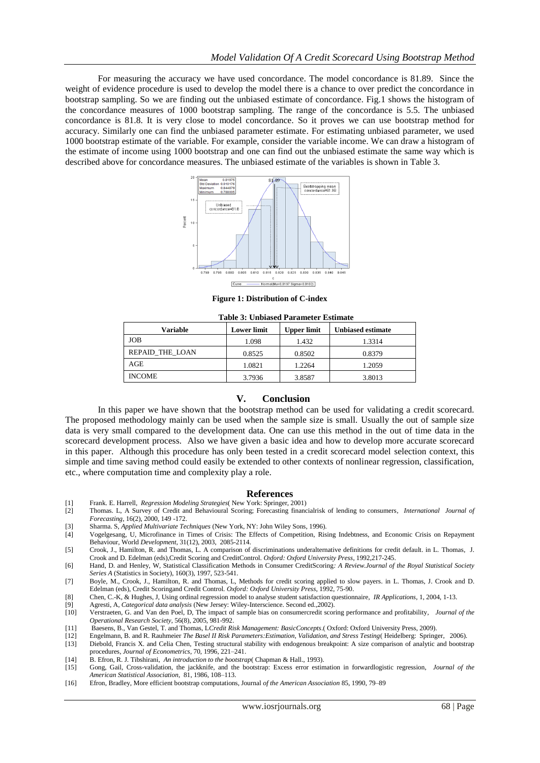For measuring the accuracy we have used concordance. The model concordance is 81.89. Since the weight of evidence procedure is used to develop the model there is a chance to over predict the concordance in bootstrap sampling. So we are finding out the unbiased estimate of concordance. Fig.1 shows the histogram of the concordance measures of 1000 bootstrap sampling. The range of the concordance is 5.5. The unbiased concordance is 81.8. It is very close to model concordance. So it proves we can use bootstrap method for accuracy. Similarly one can find the unbiased parameter estimate. For estimating unbiased parameter, we used 1000 bootstrap estimate of the variable. For example, consider the variable income. We can draw a histogram of the estimate of income using 1000 bootstrap and one can find out the unbiased estimate the same way which is described above for concordance measures. The unbiased estimate of the variables is shown in Table 3.

Mean 0.81975
Std Deviation 0.010176
Maximum 0.844879
Minimum 0.788006

81.89

Bootstrapping mean concordance=81.98

Unbiased concordance=81.8

Percent

0.790 0.795 0.800 0.805 0.810 0.815 0.820 0.825 0.830 0.835 0.840 0.845

c

Curve ——— Normal(Mu=0.8197 Sigma=0.0102)

**Figure 1: Distribution of C-index**

**Table 3: Unbiased Parameter Estimate**

| Variable | Lower limit | Upper limit | Unbiased estimate |
|---|---|---|---|
| JOB | 1.098 | 1.432 | 1.3314 |
| REPAID_THE_LOAN | 0.8525 | 0.8502 | 0.8379 |
| AGE | 1.0821 | 1.2264 | 1.2059 |
| INCOME | 3.7936 | 3.8587 | 3.8013 |

## V. Conclusion

In this paper we have shown that the bootstrap method can be used for validating a credit scorecard. The proposed methodology mainly can be used when the sample size is small. Usually the out of sample size data is very small compared to the development data. One can use this method in the out of time data in the scorecard development process. Also we have given a basic idea and how to develop more accurate scorecard in this paper. Although this procedure has only been tested in a credit scorecard model selection context, this simple and time saving method could easily be extended to other contexts of nonlinear regression, classification, etc., where computation time and complexity play a role.

## References

[1] Frank. E. Harrell, *Regression Modeling Strategies*( New York: Springer, 2001)

[2] Thomas. L, A Survey of Credit and Behavioural Scoring; Forecasting financialrisk of lending to consumers, *International Journal of Forecasting*, 16(2), 2000, 149 -172.

[3] Sharma. S, *Applied Multivariate Techniques* (New York, NY: John Wiley Sons, 1996).

[4] Vogelgesang, U, Microfinance in Times of Crisis: The Effects of Competition, Rising Indebtness, and Economic Crisis on Repayment Behaviour, World *Development*, 31(12), 2003, 2085-2114.

[5] Crook, J., Hamilton, R. and Thomas, L. A comparison of discriminations underalternative definitions for credit default. in L. Thomas, J. Crook and D. Edelman (eds),Credit Scoring and CreditControl. *Oxford: Oxford University Press*, 1992,217-245.

[6] Hand, D. and Henley, W, Statistical Classification Methods in Consumer CreditScoring*: A Review.Journal of the Royal Statistical Society Series A* (Statistics in Society), 160(3), 1997, 523-541.

[7] Boyle, M., Crook, J., Hamilton, R. and Thomas, L, Methods for credit scoring applied to slow payers. in L. Thomas, J. Crook and D. Edelman (eds), Credit Scoringand Credit Control. *Oxford: Oxford University Press*, 1992, 75-90.

[8] Chen, C.-K, & Hughes, J, Using ordinal regression model to analyse student satisfaction questionnaire, *IR Applications*, 1, 2004, 1-13.

[9] Agresti, A, *Categorical data analysis* (New Jersey: Wiley-Interscience. Second ed.,2002).

[10] Verstraeten, G. and Van den Poel, D, The impact of sample bias on consumercredit scoring performance and profitability, *Journal of the Operational Research Society*, 56(8), 2005, 981-992.

[11] Baesens, B., Van Gestel, T. and Thomas, L*Credit Risk Management: BasicConcepts*.( Oxford: Oxford University Press, 2009).

[12] Engelmann, B. and R. Rauhmeier *The Basel II Risk Parameters:Estimation, Validation, and Stress Testing*( Heidelberg: Springer, 2006).

[13] Diebold, Francis X. and Celia Chen, Testing structural stability with endogenous breakpoint: A size comparison of analytic and bootstrap procedures, *Journal of Econometrics*, 70, 1996, 221–241.

[14] B. Efron, R. J. Tibshirani, *An introduction to the bootstrap*( Chapman & Hall., 1993).

[15] Gong, Gail, Cross-validation, the jackknife, and the bootstrap: Excess error estimation in forwardlogistic regression, *Journal of the American Statistical Association*, 81, 1986, 108–113.

[16] Efron, Bradley, More efficient bootstrap computations, Journal *of the American Association* 85, 1990, 79–89